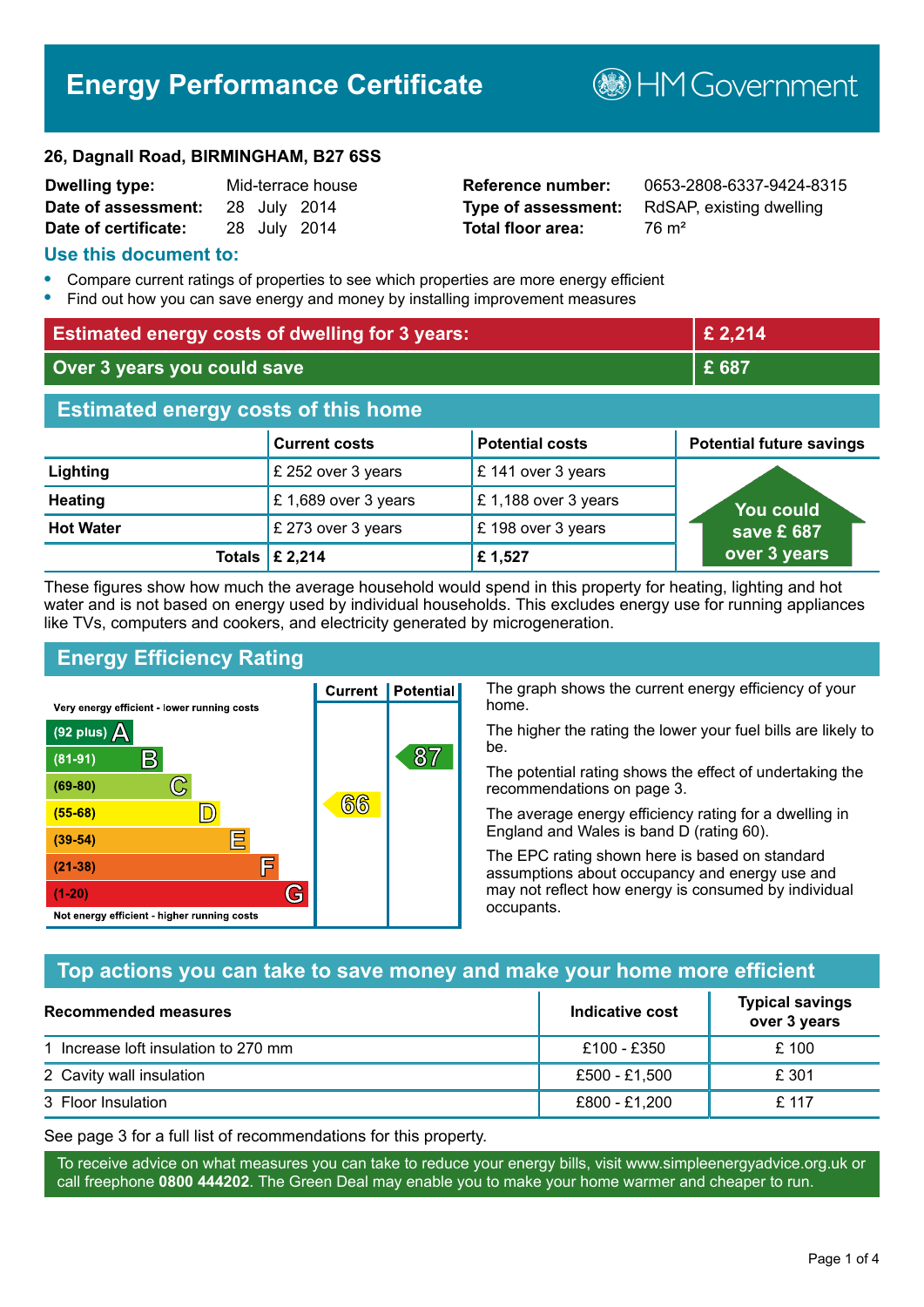# Energy Performance Certificate

HM Government

**26, Dagnall Road, BIRMINGHAM, B27 6SS**

| | | | |
|---|---|---|---|
| **Dwelling type:** | Mid-terrace house | **Reference number:** | 0653-2808-6337-9424-8315 |
| **Date of assessment:** | 28 July 2014 | **Type of assessment:** | RdSAP, existing dwelling |
| **Date of certificate:** | 28 July 2014 | **Total floor area:** | 76 m² |

## Use this document to:

- Compare current ratings of properties to see which properties are more energy efficient
- Find out how you can save energy and money by installing improvement measures

| | |
|---|---|
| **Estimated energy costs of dwelling for 3 years:** | **£ 2,214** |
| **Over 3 years you could save** | **£ 687** |

## Estimated energy costs of this home

| | Current costs | Potential costs | Potential future savings |
|---|---|---|---|
| **Lighting** | £ 252 over 3 years | £ 141 over 3 years | You could save £ 687 over 3 years |
| **Heating** | £ 1,689 over 3 years | £ 1,188 over 3 years | |
| **Hot Water** | £ 273 over 3 years | £ 198 over 3 years | |
| **Totals** | **£ 2,214** | **£ 1,527** | |

These figures show how much the average household would spend in this property for heating, lighting and hot water and is not based on energy used by individual households. This excludes energy use for running appliances like TVs, computers and cookers, and electricity generated by microgeneration.

## Energy Efficiency Rating

| Rating | Current | Potential |
|---|---|---|
| Very energy efficient - lower running costs | | |
| (92 plus) A | | |
| (81-91) B | | 87 |
| (69-80) C | | |
| (55-68) D | 66 | |
| (39-54) E | | |
| (21-38) F | | |
| (1-20) G | | |
| Not energy efficient - higher running costs | | |

The graph shows the current energy efficiency of your home.

The higher the rating the lower your fuel bills are likely to be.

The potential rating shows the effect of undertaking the recommendations on page 3.

The average energy efficiency rating for a dwelling in England and Wales is band D (rating 60).

The EPC rating shown here is based on standard assumptions about occupancy and energy use and may not reflect how energy is consumed by individual occupants.

## Top actions you can take to save money and make your home more efficient

| Recommended measures | Indicative cost | Typical savings over 3 years |
|---|---|---|
| 1 Increase loft insulation to 270 mm | £100 - £350 | £ 100 |
| 2 Cavity wall insulation | £500 - £1,500 | £ 301 |
| 3 Floor Insulation | £800 - £1,200 | £ 117 |

See page 3 for a full list of recommendations for this property.

To receive advice on what measures you can take to reduce your energy bills, visit www.simpleenergyadvice.org.uk or call freephone **0800 444202**. The Green Deal may enable you to make your home warmer and cheaper to run.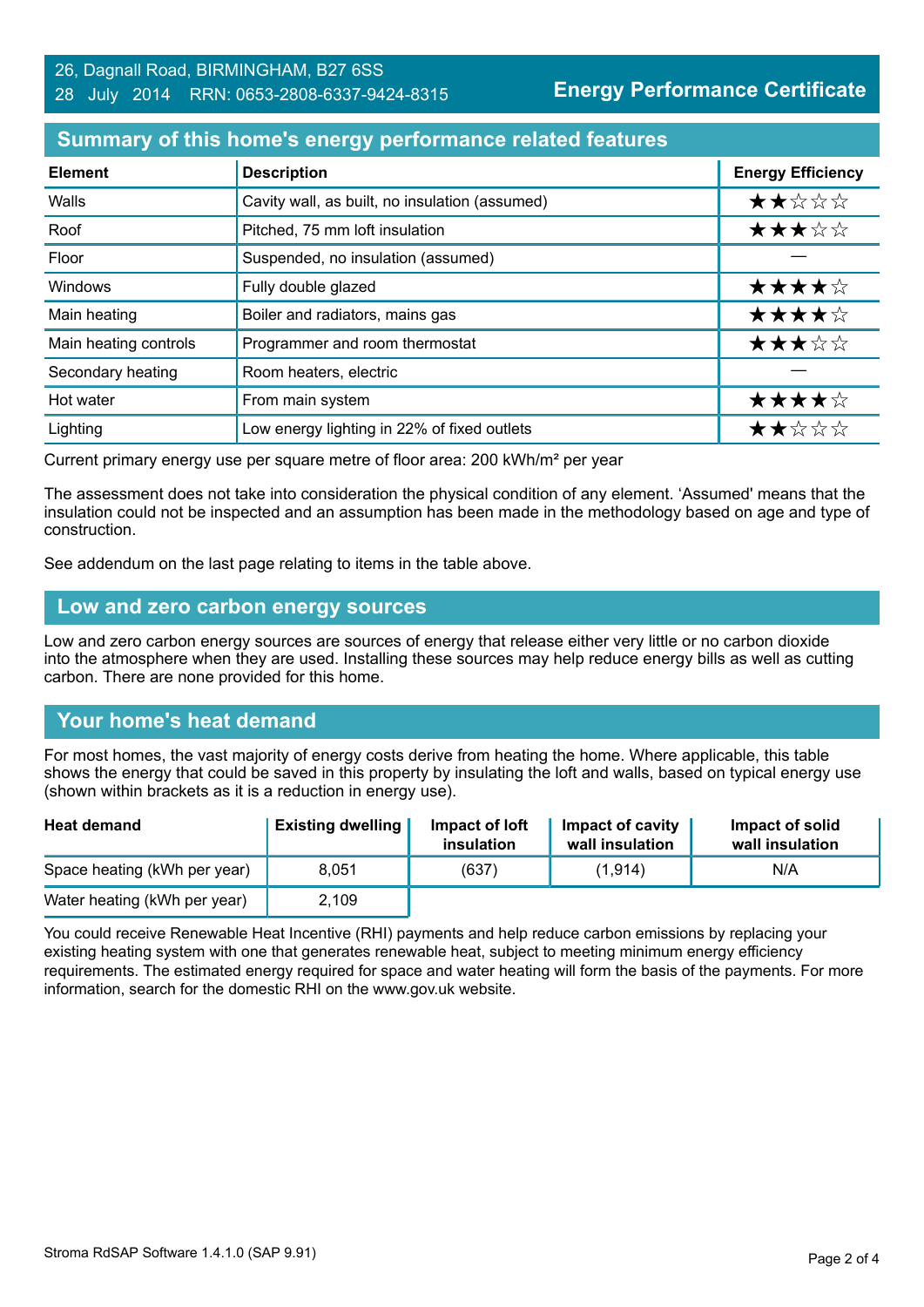26, Dagnall Road, BIRMINGHAM, B27 6SS
28 July 2014 RRN: 0653-2808-6337-9424-8315

**Energy Performance Certificate**

## Summary of this home's energy performance related features

| Element | Description | Energy Efficiency |
|---|---|---|
| Walls | Cavity wall, as built, no insulation (assumed) | ★★☆☆☆ |
| Roof | Pitched, 75 mm loft insulation | ★★★☆☆ |
| Floor | Suspended, no insulation (assumed) | — |
| Windows | Fully double glazed | ★★★★☆ |
| Main heating | Boiler and radiators, mains gas | ★★★★☆ |
| Main heating controls | Programmer and room thermostat | ★★★☆☆ |
| Secondary heating | Room heaters, electric | — |
| Hot water | From main system | ★★★★☆ |
| Lighting | Low energy lighting in 22% of fixed outlets | ★★☆☆☆ |

Current primary energy use per square metre of floor area: 200 kWh/m² per year

The assessment does not take into consideration the physical condition of any element. 'Assumed' means that the insulation could not be inspected and an assumption has been made in the methodology based on age and type of construction.

See addendum on the last page relating to items in the table above.

## Low and zero carbon energy sources

Low and zero carbon energy sources are sources of energy that release either very little or no carbon dioxide into the atmosphere when they are used. Installing these sources may help reduce energy bills as well as cutting carbon. There are none provided for this home.

## Your home's heat demand

For most homes, the vast majority of energy costs derive from heating the home. Where applicable, this table shows the energy that could be saved in this property by insulating the loft and walls, based on typical energy use (shown within brackets as it is a reduction in energy use).

| Heat demand | Existing dwelling | Impact of loft insulation | Impact of cavity wall insulation | Impact of solid wall insulation |
|---|---|---|---|---|
| Space heating (kWh per year) | 8,051 | (637) | (1,914) | N/A |
| Water heating (kWh per year) | 2,109 | | | |

You could receive Renewable Heat Incentive (RHI) payments and help reduce carbon emissions by replacing your existing heating system with one that generates renewable heat, subject to meeting minimum energy efficiency requirements. The estimated energy required for space and water heating will form the basis of the payments. For more information, search for the domestic RHI on the www.gov.uk website.

Stroma RdSAP Software 1.4.1.0 (SAP 9.91)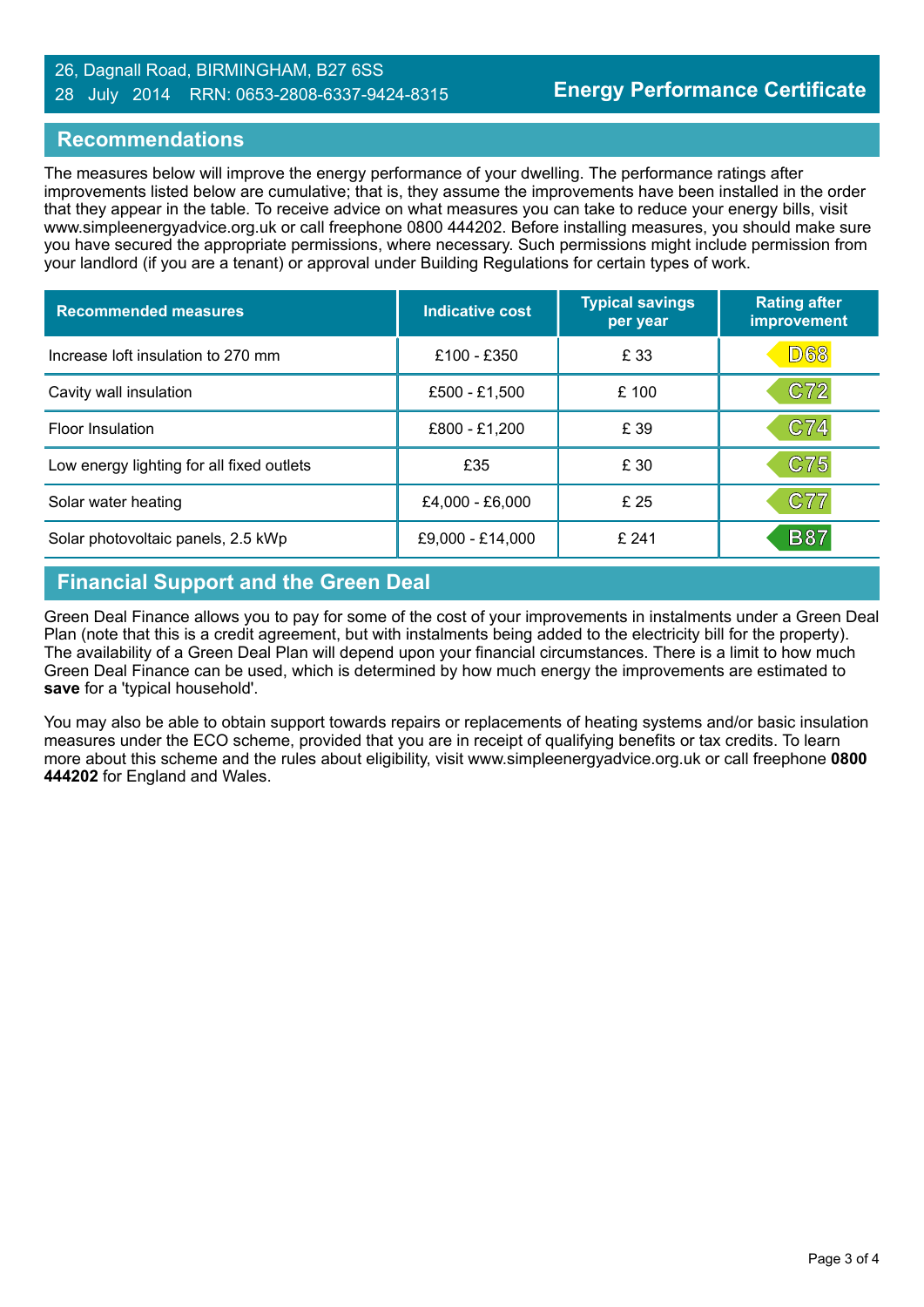26, Dagnall Road, BIRMINGHAM, B27 6SS
28 July 2014 RRN: 0653-2808-6337-9424-8315

**Energy Performance Certificate**

## Recommendations

The measures below will improve the energy performance of your dwelling. The performance ratings after improvements listed below are cumulative; that is, they assume the improvements have been installed in the order that they appear in the table. To receive advice on what measures you can take to reduce your energy bills, visit www.simpleenergyadvice.org.uk or call freephone 0800 444202. Before installing measures, you should make sure you have secured the appropriate permissions, where necessary. Such permissions might include permission from your landlord (if you are a tenant) or approval under Building Regulations for certain types of work.

| Recommended measures | Indicative cost | Typical savings per year | Rating after improvement |
|---|---|---|---|
| Increase loft insulation to 270 mm | £100 - £350 | £ 33 | D68 |
| Cavity wall insulation | £500 - £1,500 | £ 100 | C72 |
| Floor Insulation | £800 - £1,200 | £ 39 | C74 |
| Low energy lighting for all fixed outlets | £35 | £ 30 | C75 |
| Solar water heating | £4,000 - £6,000 | £ 25 | C77 |
| Solar photovoltaic panels, 2.5 kWp | £9,000 - £14,000 | £ 241 | B87 |

## Financial Support and the Green Deal

Green Deal Finance allows you to pay for some of the cost of your improvements in instalments under a Green Deal Plan (note that this is a credit agreement, but with instalments being added to the electricity bill for the property). The availability of a Green Deal Plan will depend upon your financial circumstances. There is a limit to how much Green Deal Finance can be used, which is determined by how much energy the improvements are estimated to **save** for a 'typical household'.

You may also be able to obtain support towards repairs or replacements of heating systems and/or basic insulation measures under the ECO scheme, provided that you are in receipt of qualifying benefits or tax credits. To learn more about this scheme and the rules about eligibility, visit www.simpleenergyadvice.org.uk or call freephone **0800 444202** for England and Wales.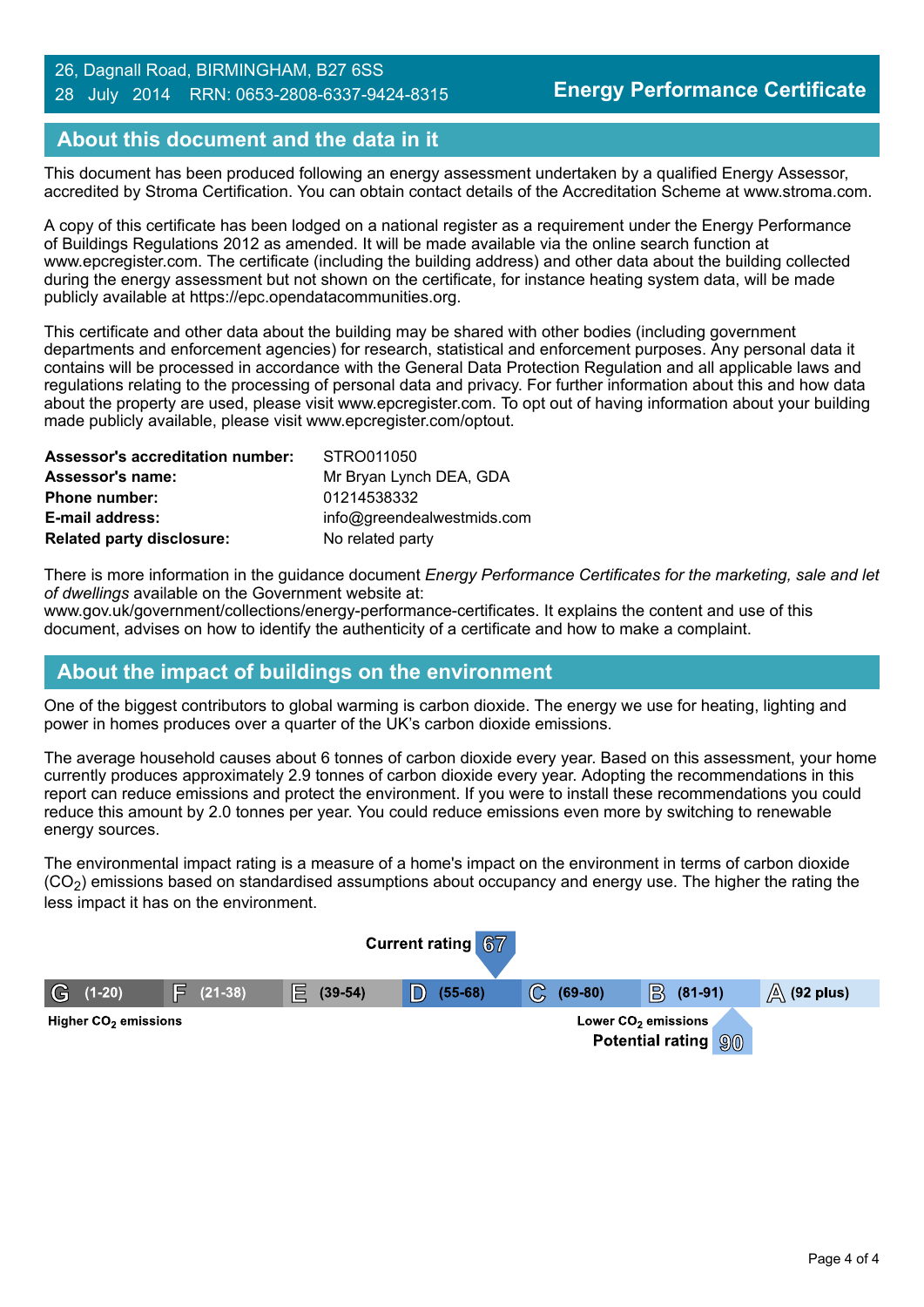26, Dagnall Road, BIRMINGHAM, B27 6SS
28 July 2014 RRN: 0653-2808-6337-9424-8315

**Energy Performance Certificate**

## About this document and the data in it

This document has been produced following an energy assessment undertaken by a qualified Energy Assessor, accredited by Stroma Certification. You can obtain contact details of the Accreditation Scheme at www.stroma.com.

A copy of this certificate has been lodged on a national register as a requirement under the Energy Performance of Buildings Regulations 2012 as amended. It will be made available via the online search function at www.epcregister.com. The certificate (including the building address) and other data about the building collected during the energy assessment but not shown on the certificate, for instance heating system data, will be made publicly available at https://epc.opendatacommunities.org.

This certificate and other data about the building may be shared with other bodies (including government departments and enforcement agencies) for research, statistical and enforcement purposes. Any personal data it contains will be processed in accordance with the General Data Protection Regulation and all applicable laws and regulations relating to the processing of personal data and privacy. For further information about this and how data about the property are used, please visit www.epcregister.com. To opt out of having information about your building made publicly available, please visit www.epcregister.com/optout.

| | |
|---|---|
| **Assessor's accreditation number:** | STRO011050 |
| **Assessor's name:** | Mr Bryan Lynch DEA, GDA |
| **Phone number:** | 01214538332 |
| **E-mail address:** | info@greendealwestmids.com |
| **Related party disclosure:** | No related party |

There is more information in the guidance document *Energy Performance Certificates for the marketing, sale and let of dwellings* available on the Government website at: www.gov.uk/government/collections/energy-performance-certificates. It explains the content and use of this document, advises on how to identify the authenticity of a certificate and how to make a complaint.

## About the impact of buildings on the environment

One of the biggest contributors to global warming is carbon dioxide. The energy we use for heating, lighting and power in homes produces over a quarter of the UK's carbon dioxide emissions.

The average household causes about 6 tonnes of carbon dioxide every year. Based on this assessment, your home currently produces approximately 2.9 tonnes of carbon dioxide every year. Adopting the recommendations in this report can reduce emissions and protect the environment. If you were to install these recommendations you could reduce this amount by 2.0 tonnes per year. You could reduce emissions even more by switching to renewable energy sources.

The environmental impact rating is a measure of a home's impact on the environment in terms of carbon dioxide ($CO_2$) emissions based on standardised assumptions about occupancy and energy use. The higher the rating the less impact it has on the environment.

Current rating 67

G (1-20) F (21-38) E (39-54) D (55-68) C (69-80) B (81-91) A (92 plus)

Higher $CO_2$ emissions

Lower $CO_2$ emissions

Potential rating 90